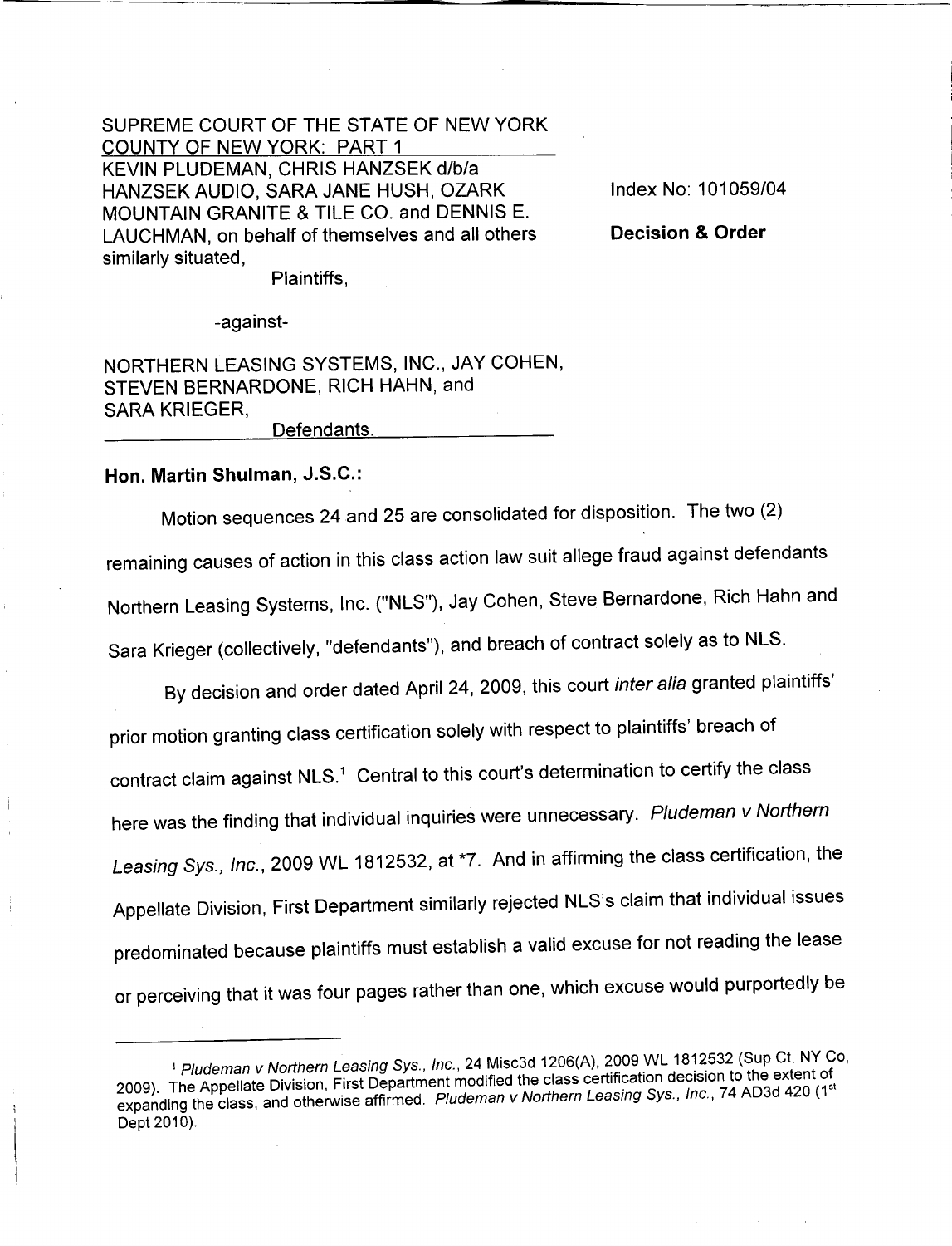SUPREME COURT OF THE STATE OF NEW YORK
COUNTY OF NEW YORK: PART 1

KEVIN PLUDEMAN, CHRIS HANZSEK d/b/a HANZSEK AUDIO, SARA JANE HUSH, OZARK MOUNTAIN GRANITE & TILE CO. and DENNIS E. LAUCHMAN, on behalf of themselves and all others similarly situated,

Plaintiffs,

-against-

NORTHERN LEASING SYSTEMS, INC., JAY COHEN, STEVEN BERNARDONE, RICH HAHN, and SARA KRIEGER,

Defendants.

Index No: 101059/04

**Decision & Order**

**Hon. Martin Shulman, J.S.C.:**

Motion sequences 24 and 25 are consolidated for disposition. The two (2) remaining causes of action in this class action law suit allege fraud against defendants Northern Leasing Systems, Inc. ("NLS"), Jay Cohen, Steve Bernardone, Rich Hahn and Sara Krieger (collectively, "defendants"), and breach of contract solely as to NLS.

By decision and order dated April 24, 2009, this court *inter alia* granted plaintiffs' prior motion granting class certification solely with respect to plaintiffs' breach of contract claim against NLS.[1] Central to this court's determination to certify the class here was the finding that individual inquiries were unnecessary. *Pludeman v Northern Leasing Sys., Inc.*, 2009 WL 1812532, at *7. And in affirming the class certification, the Appellate Division, First Department similarly rejected NLS's claim that individual issues predominated because plaintiffs must establish a valid excuse for not reading the lease or perceiving that it was four pages rather than one, which excuse would purportedly be

---

[1] *Pludeman v Northern Leasing Sys., Inc.*, 24 Misc3d 1206(A), 2009 WL 1812532 (Sup Ct, NY Co, 2009). The Appellate Division, First Department modified the class certification decision to the extent of expanding the class, and otherwise affirmed. *Pludeman v Northern Leasing Sys., Inc.*, 74 AD3d 420 (1st Dept 2010).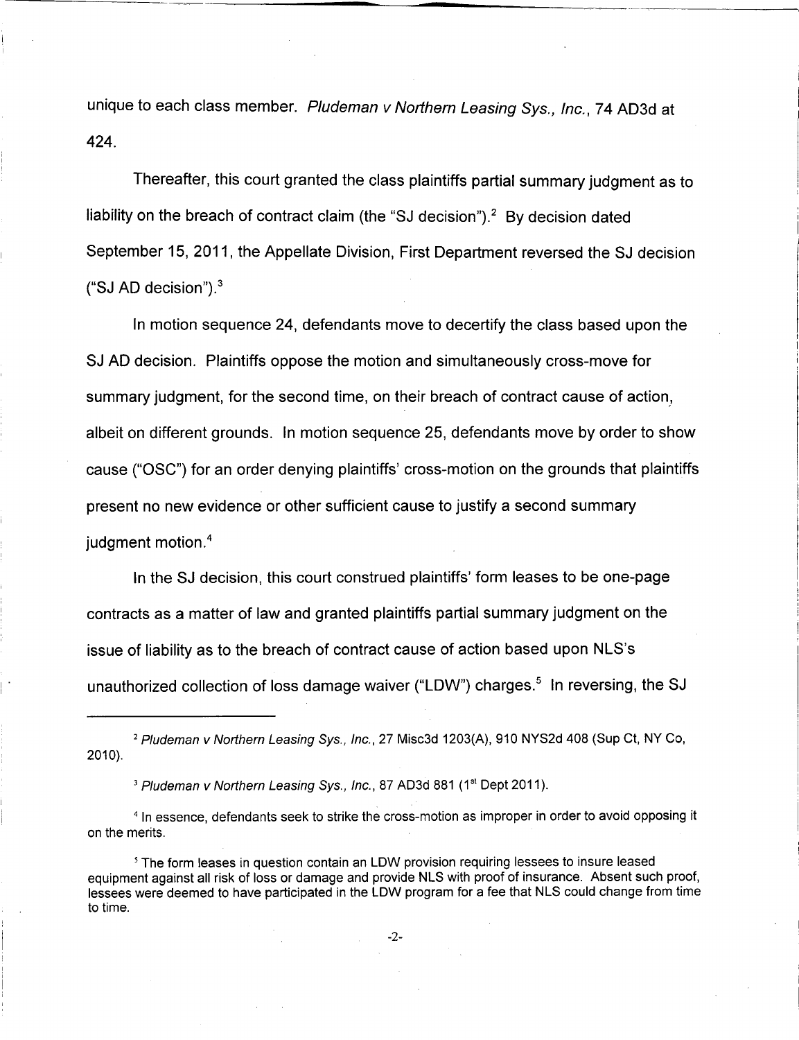unique to each class member. *Pludeman v Northern Leasing Sys., Inc.*, 74 AD3d at 424.

Thereafter, this court granted the class plaintiffs partial summary judgment as to liability on the breach of contract claim (the "SJ decision").[2] By decision dated September 15, 2011, the Appellate Division, First Department reversed the SJ decision ("SJ AD decision").[3]

In motion sequence 24, defendants move to decertify the class based upon the SJ AD decision. Plaintiffs oppose the motion and simultaneously cross-move for summary judgment, for the second time, on their breach of contract cause of action, albeit on different grounds. In motion sequence 25, defendants move by order to show cause ("OSC") for an order denying plaintiffs' cross-motion on the grounds that plaintiffs present no new evidence or other sufficient cause to justify a second summary judgment motion.[4]

In the SJ decision, this court construed plaintiffs' form leases to be one-page contracts as a matter of law and granted plaintiffs partial summary judgment on the issue of liability as to the breach of contract cause of action based upon NLS's unauthorized collection of loss damage waiver ("LDW") charges.[5] In reversing, the SJ

---

[2] *Pludeman v Northern Leasing Sys., Inc.*, 27 Misc3d 1203(A), 910 NYS2d 408 (Sup Ct, NY Co, 2010).

[3] *Pludeman v Northern Leasing Sys., Inc.*, 87 AD3d 881 (1st Dept 2011).

[4] In essence, defendants seek to strike the cross-motion as improper in order to avoid opposing it on the merits.

[5] The form leases in question contain an LDW provision requiring lessees to insure leased equipment against all risk of loss or damage and provide NLS with proof of insurance. Absent such proof, lessees were deemed to have participated in the LDW program for a fee that NLS could change from time to time.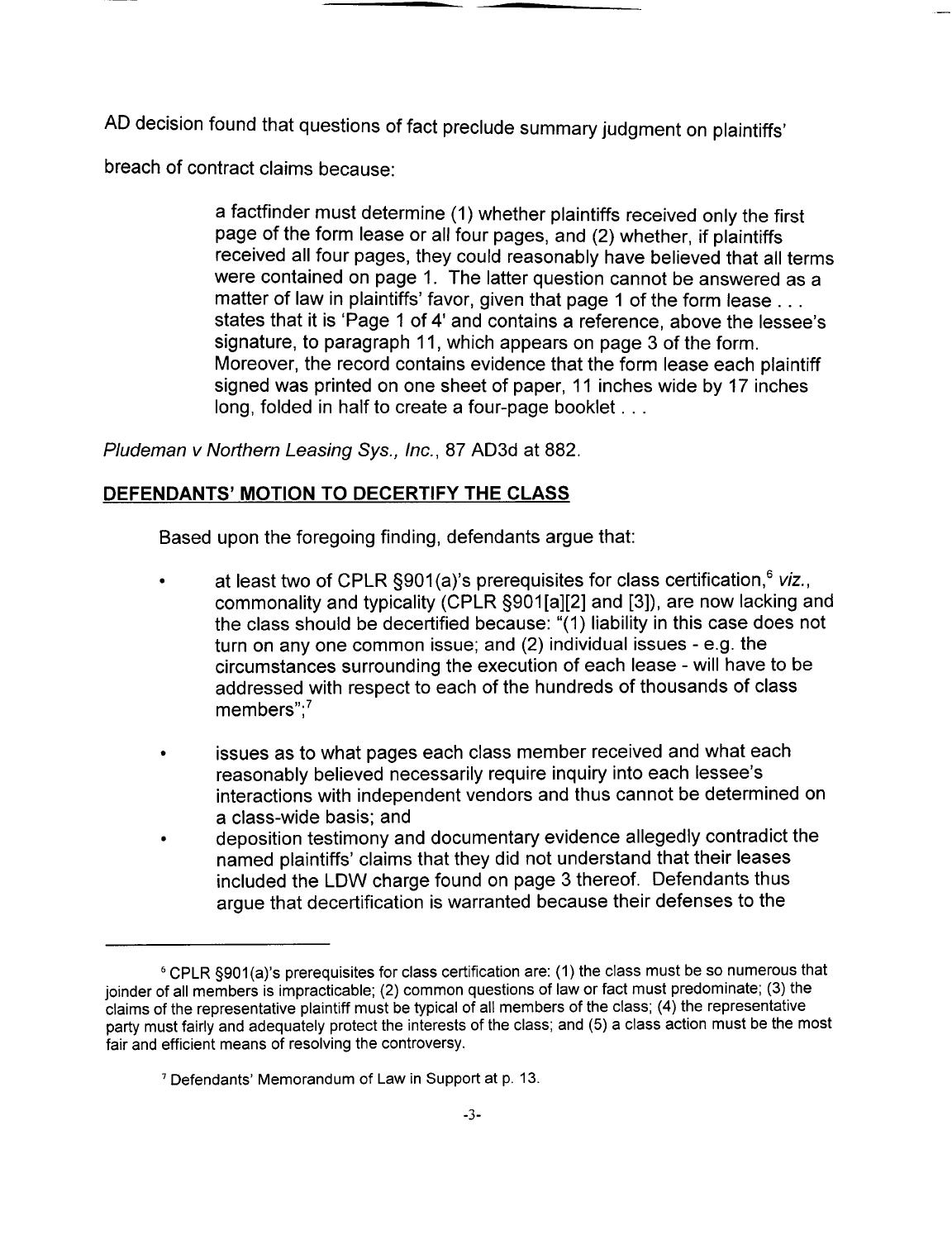AD decision found that questions of fact preclude summary judgment on plaintiffs' breach of contract claims because:

> a factfinder must determine (1) whether plaintiffs received only the first page of the form lease or all four pages, and (2) whether, if plaintiffs received all four pages, they could reasonably have believed that all terms were contained on page 1. The latter question cannot be answered as a matter of law in plaintiffs' favor, given that page 1 of the form lease . . . states that it is 'Page 1 of 4' and contains a reference, above the lessee's signature, to paragraph 11, which appears on page 3 of the form. Moreover, the record contains evidence that the form lease each plaintiff signed was printed on one sheet of paper, 11 inches wide by 17 inches long, folded in half to create a four-page booklet . . .

*Pludeman v Northern Leasing Sys., Inc.*, 87 AD3d at 882.

**DEFENDANTS' MOTION TO DECERTIFY THE CLASS**

Based upon the foregoing finding, defendants argue that:

- at least two of CPLR §901(a)'s prerequisites for class certification,[6] *viz.*, commonality and typicality (CPLR §901[a][2] and [3]), are now lacking and the class should be decertified because: "(1) liability in this case does not turn on any one common issue; and (2) individual issues - e.g. the circumstances surrounding the execution of each lease - will have to be addressed with respect to each of the hundreds of thousands of class members";[7]
- issues as to what pages each class member received and what each reasonably believed necessarily require inquiry into each lessee's interactions with independent vendors and thus cannot be determined on a class-wide basis; and
- deposition testimony and documentary evidence allegedly contradict the named plaintiffs' claims that they did not understand that their leases included the LDW charge found on page 3 thereof. Defendants thus argue that decertification is warranted because their defenses to the

---

[6] CPLR §901(a)'s prerequisites for class certification are: (1) the class must be so numerous that joinder of all members is impracticable; (2) common questions of law or fact must predominate; (3) the claims of the representative plaintiff must be typical of all members of the class; (4) the representative party must fairly and adequately protect the interests of the class; and (5) a class action must be the most fair and efficient means of resolving the controversy.

[7] Defendants' Memorandum of Law in Support at p. 13.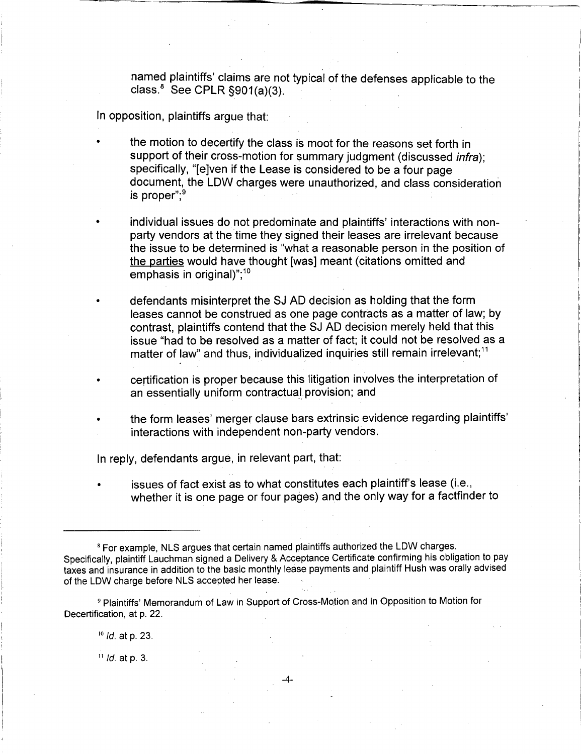named plaintiffs' claims are not typical of the defenses applicable to the class.[8] See CPLR §901(a)(3).

In opposition, plaintiffs argue that:

- the motion to decertify the class is moot for the reasons set forth in support of their cross-motion for summary judgment (discussed *infra*); specifically, "[e]ven if the Lease is considered to be a four page document, the LDW charges were unauthorized, and class consideration is proper";[9]
- individual issues do not predominate and plaintiffs' interactions with non-party vendors at the time they signed their leases are irrelevant because the issue to be determined is "what a reasonable person in the position of <u>the parties</u> would have thought [was] meant (citations omitted and emphasis in original)";[10]
- defendants misinterpret the SJ AD decision as holding that the form leases cannot be construed as one page contracts as a matter of law; by contrast, plaintiffs contend that the SJ AD decision merely held that this issue "had to be resolved as a matter of fact; it could not be resolved as a matter of law" and thus, individualized inquiries still remain irrelevant;[11]
- certification is proper because this litigation involves the interpretation of an essentially uniform contractual provision; and
- the form leases' merger clause bars extrinsic evidence regarding plaintiffs' interactions with independent non-party vendors.

In reply, defendants argue, in relevant part, that:

- issues of fact exist as to what constitutes each plaintiff's lease (i.e., whether it is one page or four pages) and the only way for a factfinder to

---

[8] For example, NLS argues that certain named plaintiffs authorized the LDW charges. Specifically, plaintiff Lauchman signed a Delivery & Acceptance Certificate confirming his obligation to pay taxes and insurance in addition to the basic monthly lease payments and plaintiff Hush was orally advised of the LDW charge before NLS accepted her lease.

[9] Plaintiffs' Memorandum of Law in Support of Cross-Motion and in Opposition to Motion for Decertification, at p. 22.

[10] *Id.* at p. 23.

[11] *Id.* at p. 3.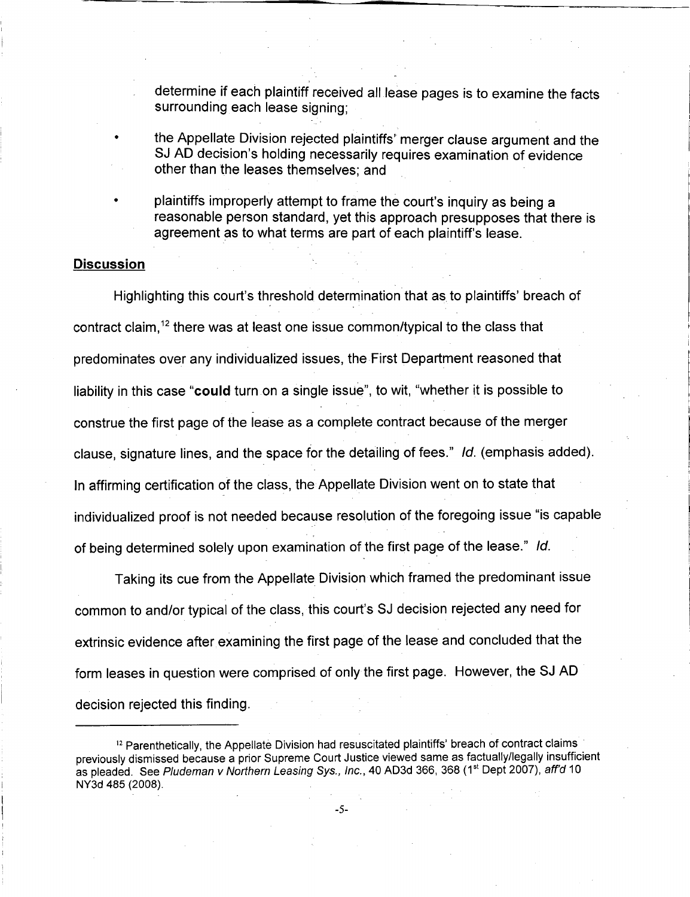determine if each plaintiff received all lease pages is to examine the facts surrounding each lease signing;

- the Appellate Division rejected plaintiffs' merger clause argument and the SJ AD decision's holding necessarily requires examination of evidence other than the leases themselves; and
- plaintiffs improperly attempt to frame the court's inquiry as being a reasonable person standard, yet this approach presupposes that there is agreement as to what terms are part of each plaintiff's lease.

## Discussion

Highlighting this court's threshold determination that as to plaintiffs' breach of contract claim,[12] there was at least one issue common/typical to the class that predominates over any individualized issues, the First Department reasoned that liability in this case "**could** turn on a single issue", to wit, "whether it is possible to construe the first page of the lease as a complete contract because of the merger clause, signature lines, and the space for the detailing of fees." *Id.* (emphasis added). In affirming certification of the class, the Appellate Division went on to state that individualized proof is not needed because resolution of the foregoing issue "is capable of being determined solely upon examination of the first page of the lease." *Id.*

Taking its cue from the Appellate Division which framed the predominant issue common to and/or typical of the class, this court's SJ decision rejected any need for extrinsic evidence after examining the first page of the lease and concluded that the form leases in question were comprised of only the first page. However, the SJ AD decision rejected this finding.

---

[12] Parenthetically, the Appellate Division had resuscitated plaintiffs' breach of contract claims previously dismissed because a prior Supreme Court Justice viewed same as factually/legally insufficient as pleaded. See *Pludeman v Northern Leasing Sys., Inc.*, 40 AD3d 366, 368 (1st Dept 2007), *aff'd* 10 NY3d 485 (2008).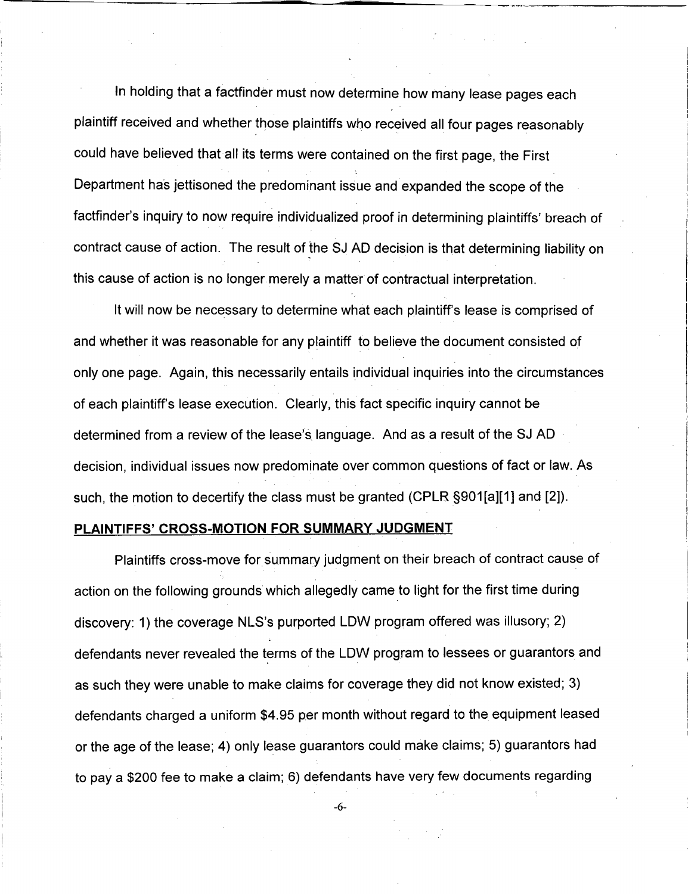In holding that a factfinder must now determine how many lease pages each plaintiff received and whether those plaintiffs who received all four pages reasonably could have believed that all its terms were contained on the first page, the First Department has jettisoned the predominant issue and expanded the scope of the factfinder's inquiry to now require individualized proof in determining plaintiffs' breach of contract cause of action. The result of the SJ AD decision is that determining liability on this cause of action is no longer merely a matter of contractual interpretation.

It will now be necessary to determine what each plaintiff's lease is comprised of and whether it was reasonable for any plaintiff to believe the document consisted of only one page. Again, this necessarily entails individual inquiries into the circumstances of each plaintiff's lease execution. Clearly, this fact specific inquiry cannot be determined from a review of the lease's language. And as a result of the SJ AD decision, individual issues now predominate over common questions of fact or law. As such, the motion to decertify the class must be granted (CPLR §901[a][1] and [2]).

**PLAINTIFFS' CROSS-MOTION FOR SUMMARY JUDGMENT**

Plaintiffs cross-move for summary judgment on their breach of contract cause of action on the following grounds which allegedly came to light for the first time during discovery: 1) the coverage NLS's purported LDW program offered was illusory; 2) defendants never revealed the terms of the LDW program to lessees or guarantors and as such they were unable to make claims for coverage they did not know existed; 3) defendants charged a uniform $4.95 per month without regard to the equipment leased or the age of the lease; 4) only lease guarantors could make claims; 5) guarantors had to pay a $200 fee to make a claim; 6) defendants have very few documents regarding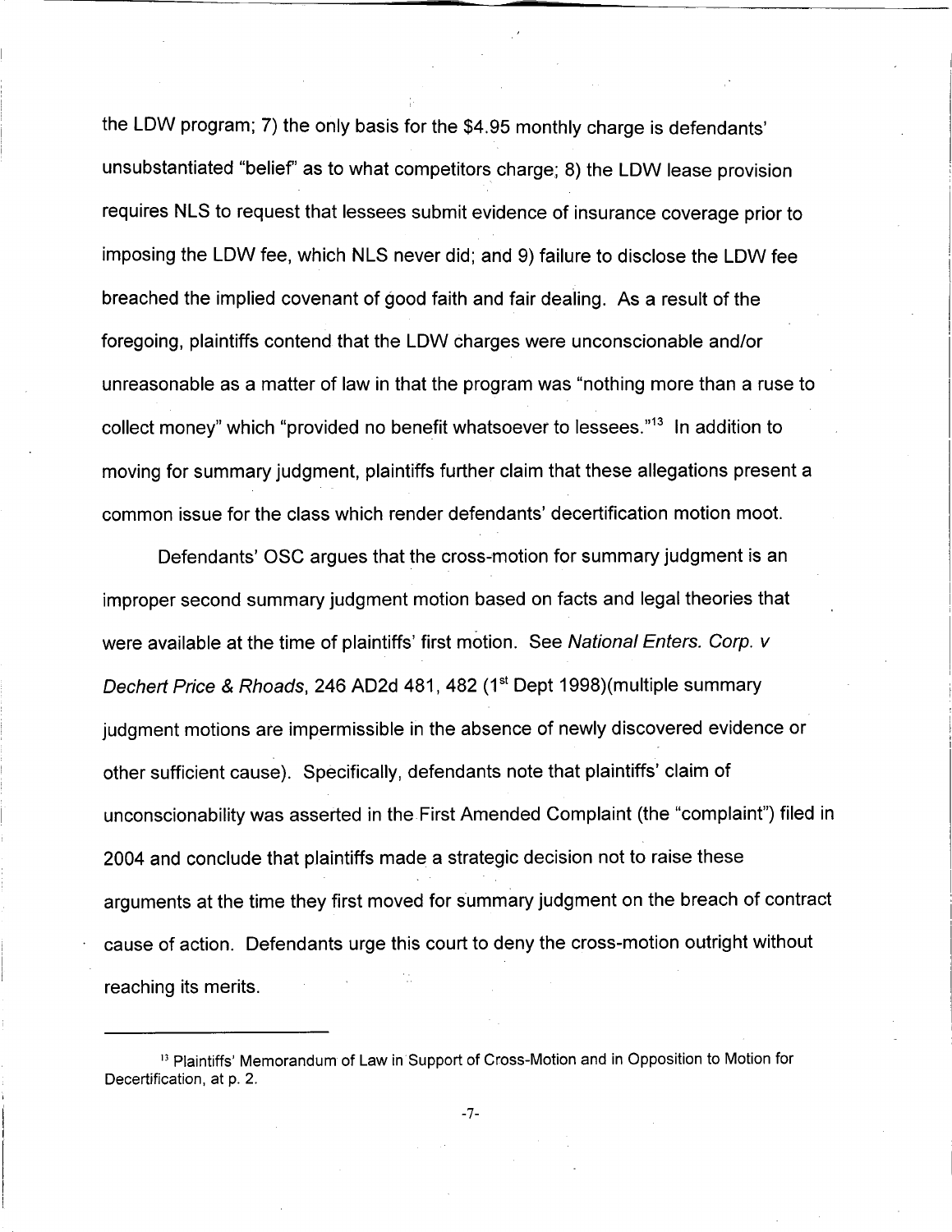the LDW program; 7) the only basis for the $4.95 monthly charge is defendants' unsubstantiated "belief" as to what competitors charge; 8) the LDW lease provision requires NLS to request that lessees submit evidence of insurance coverage prior to imposing the LDW fee, which NLS never did; and 9) failure to disclose the LDW fee breached the implied covenant of good faith and fair dealing. As a result of the foregoing, plaintiffs contend that the LDW charges were unconscionable and/or unreasonable as a matter of law in that the program was "nothing more than a ruse to collect money" which "provided no benefit whatsoever to lessees."[13] In addition to moving for summary judgment, plaintiffs further claim that these allegations present a common issue for the class which render defendants' decertification motion moot.

Defendants' OSC argues that the cross-motion for summary judgment is an improper second summary judgment motion based on facts and legal theories that were available at the time of plaintiffs' first motion. See *National Enters. Corp. v Dechert Price & Rhoads*, 246 AD2d 481, 482 (1st Dept 1998)(multiple summary judgment motions are impermissible in the absence of newly discovered evidence or other sufficient cause). Specifically, defendants note that plaintiffs' claim of unconscionability was asserted in the First Amended Complaint (the "complaint") filed in 2004 and conclude that plaintiffs made a strategic decision not to raise these arguments at the time they first moved for summary judgment on the breach of contract cause of action. Defendants urge this court to deny the cross-motion outright without reaching its merits.

---

[13] Plaintiffs' Memorandum of Law in Support of Cross-Motion and in Opposition to Motion for Decertification, at p. 2.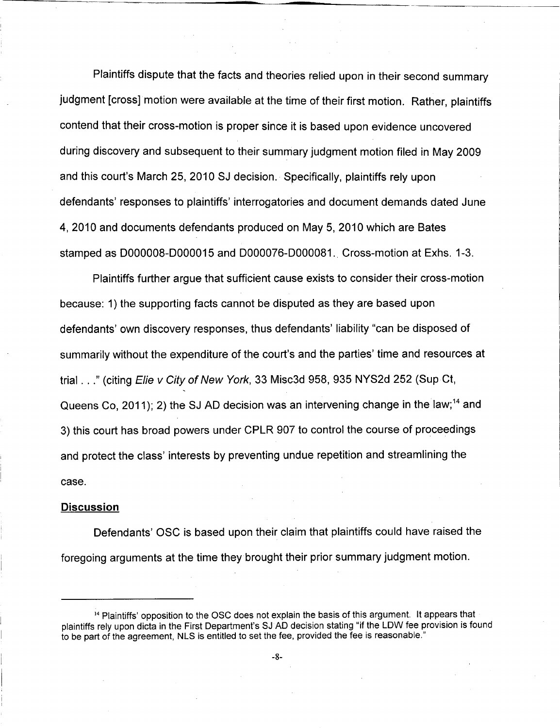Plaintiffs dispute that the facts and theories relied upon in their second summary judgment [cross] motion were available at the time of their first motion. Rather, plaintiffs contend that their cross-motion is proper since it is based upon evidence uncovered during discovery and subsequent to their summary judgment motion filed in May 2009 and this court's March 25, 2010 SJ decision. Specifically, plaintiffs rely upon defendants' responses to plaintiffs' interrogatories and document demands dated June 4, 2010 and documents defendants produced on May 5, 2010 which are Bates stamped as D000008-D000015 and D000076-D000081. Cross-motion at Exhs. 1-3.

Plaintiffs further argue that sufficient cause exists to consider their cross-motion because: 1) the supporting facts cannot be disputed as they are based upon defendants' own discovery responses, thus defendants' liability "can be disposed of summarily without the expenditure of the court's and the parties' time and resources at trial . . ." (citing *Elie v City of New York*, 33 Misc3d 958, 935 NYS2d 252 (Sup Ct, Queens Co, 2011); 2) the SJ AD decision was an intervening change in the law;[14] and 3) this court has broad powers under CPLR 907 to control the course of proceedings and protect the class' interests by preventing undue repetition and streamlining the case.

**Discussion**

Defendants' OSC is based upon their claim that plaintiffs could have raised the foregoing arguments at the time they brought their prior summary judgment motion.

---

[14] Plaintiffs' opposition to the OSC does not explain the basis of this argument. It appears that plaintiffs rely upon dicta in the First Department's SJ AD decision stating "if the LDW fee provision is found to be part of the agreement, NLS is entitled to set the fee, provided the fee is reasonable."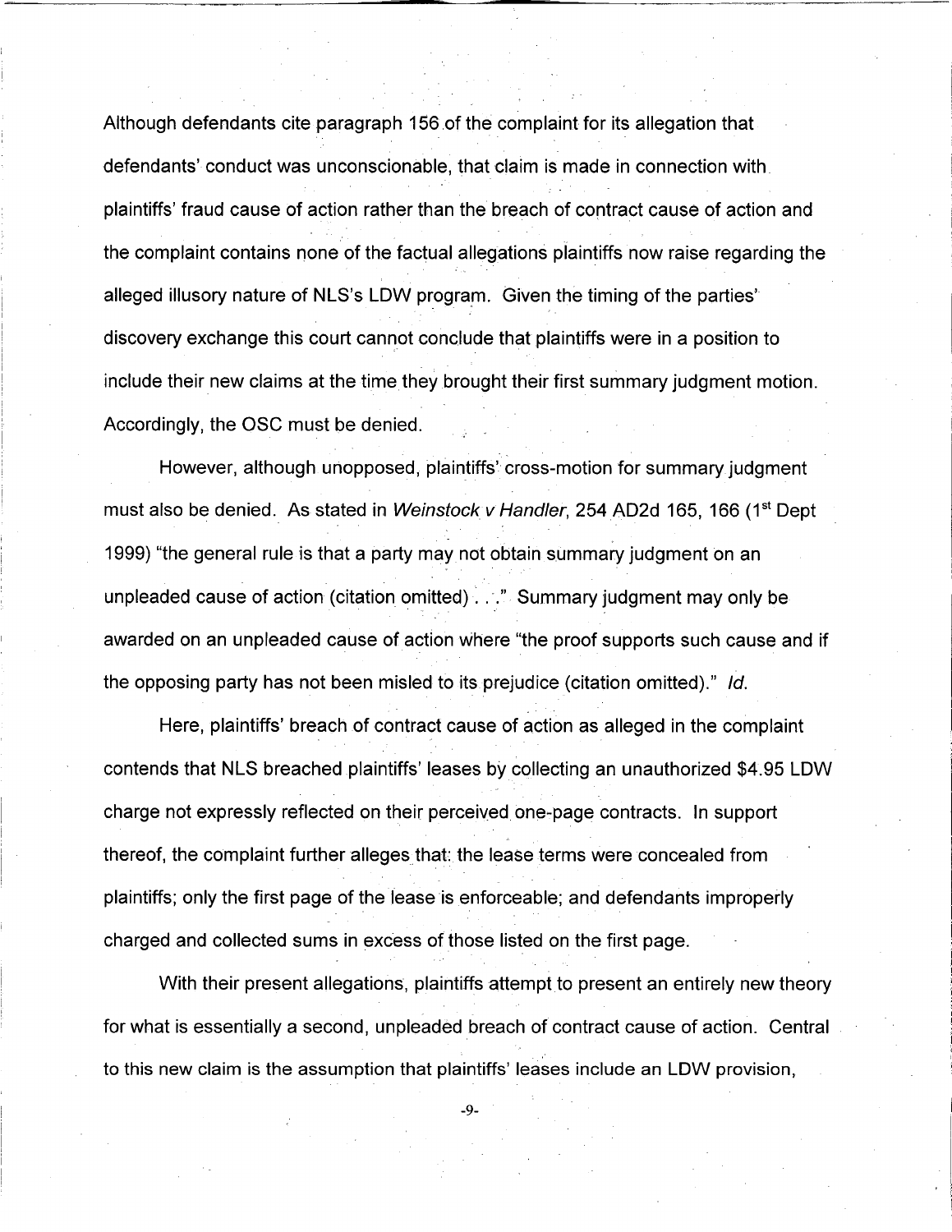Although defendants cite paragraph 156 of the complaint for its allegation that defendants' conduct was unconscionable, that claim is made in connection with plaintiffs' fraud cause of action rather than the breach of contract cause of action and the complaint contains none of the factual allegations plaintiffs now raise regarding the alleged illusory nature of NLS's LDW program. Given the timing of the parties' discovery exchange this court cannot conclude that plaintiffs were in a position to include their new claims at the time they brought their first summary judgment motion. Accordingly, the OSC must be denied.

However, although unopposed, plaintiffs' cross-motion for summary judgment must also be denied. As stated in *Weinstock v Handler*, 254 AD2d 165, 166 (1st Dept 1999) "the general rule is that a party may not obtain summary judgment on an unpleaded cause of action (citation omitted) . . ." Summary judgment may only be awarded on an unpleaded cause of action where "the proof supports such cause and if the opposing party has not been misled to its prejudice (citation omitted)." *Id.*

Here, plaintiffs' breach of contract cause of action as alleged in the complaint contends that NLS breached plaintiffs' leases by collecting an unauthorized $4.95 LDW charge not expressly reflected on their perceived one-page contracts. In support thereof, the complaint further alleges that: the lease terms were concealed from plaintiffs; only the first page of the lease is enforceable; and defendants improperly charged and collected sums in excess of those listed on the first page.

With their present allegations, plaintiffs attempt to present an entirely new theory for what is essentially a second, unpleaded breach of contract cause of action. Central to this new claim is the assumption that plaintiffs' leases include an LDW provision,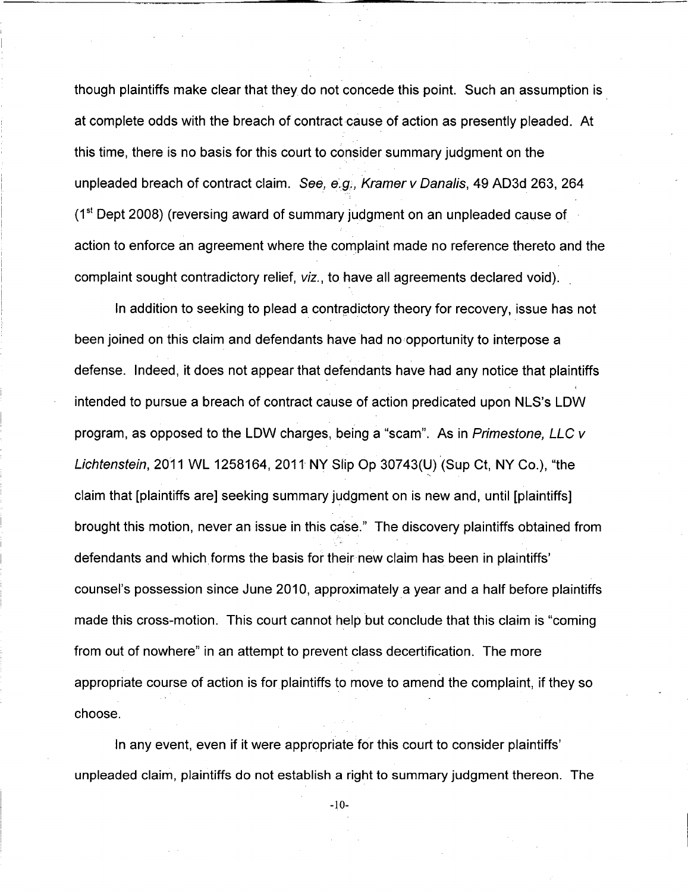though plaintiffs make clear that they do not concede this point. Such an assumption is at complete odds with the breach of contract cause of action as presently pleaded. At this time, there is no basis for this court to consider summary judgment on the unpleaded breach of contract claim. *See, e.g., Kramer v Danalis*, 49 AD3d 263, 264 (1st Dept 2008) (reversing award of summary judgment on an unpleaded cause of action to enforce an agreement where the complaint made no reference thereto and the complaint sought contradictory relief, *viz.*, to have all agreements declared void).

In addition to seeking to plead a contradictory theory for recovery, issue has not been joined on this claim and defendants have had no opportunity to interpose a defense. Indeed, it does not appear that defendants have had any notice that plaintiffs intended to pursue a breach of contract cause of action predicated upon NLS's LDW program, as opposed to the LDW charges, being a "scam". As in *Primestone, LLC v Lichtenstein*, 2011 WL 1258164, 2011 NY Slip Op 30743(U) (Sup Ct, NY Co.), "the claim that [plaintiffs are] seeking summary judgment on is new and, until [plaintiffs] brought this motion, never an issue in this case." The discovery plaintiffs obtained from defendants and which forms the basis for their new claim has been in plaintiffs' counsel's possession since June 2010, approximately a year and a half before plaintiffs made this cross-motion. This court cannot help but conclude that this claim is "coming from out of nowhere" in an attempt to prevent class decertification. The more appropriate course of action is for plaintiffs to move to amend the complaint, if they so choose.

In any event, even if it were appropriate for this court to consider plaintiffs' unpleaded claim, plaintiffs do not establish a right to summary judgment thereon. The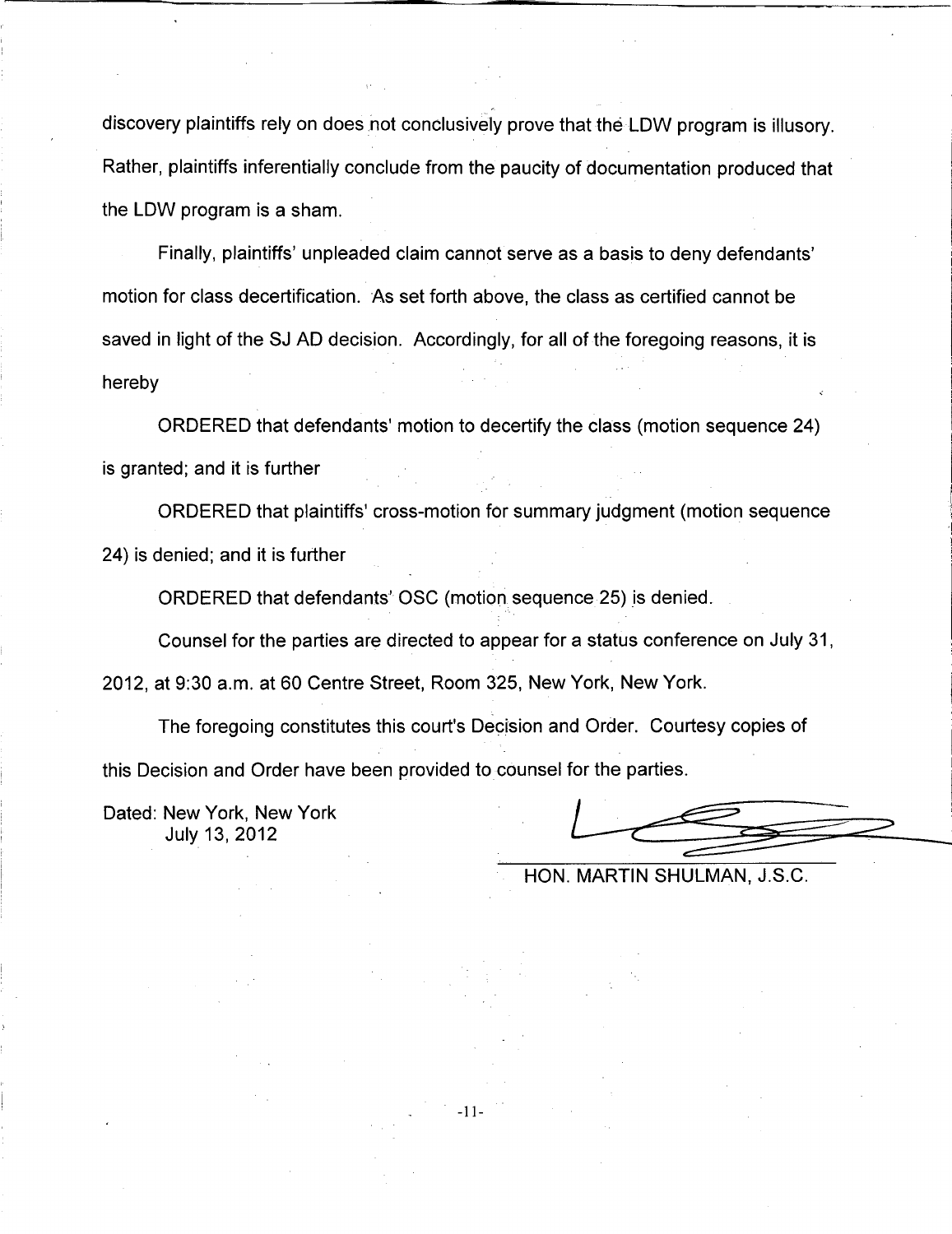discovery plaintiffs rely on does not conclusively prove that the LDW program is illusory. Rather, plaintiffs inferentially conclude from the paucity of documentation produced that the LDW program is a sham.

Finally, plaintiffs' unpleaded claim cannot serve as a basis to deny defendants' motion for class decertification. As set forth above, the class as certified cannot be saved in light of the SJ AD decision. Accordingly, for all of the foregoing reasons, it is hereby

ORDERED that defendants' motion to decertify the class (motion sequence 24) is granted; and it is further

ORDERED that plaintiffs' cross-motion for summary judgment (motion sequence 24) is denied; and it is further

ORDERED that defendants' OSC (motion sequence 25) is denied.

Counsel for the parties are directed to appear for a status conference on July 31, 2012, at 9:30 a.m. at 60 Centre Street, Room 325, New York, New York.

The foregoing constitutes this court's Decision and Order. Courtesy copies of this Decision and Order have been provided to counsel for the parties.

Dated: New York, New York
July 13, 2012

HON. MARTIN SHULMAN, J.S.C.